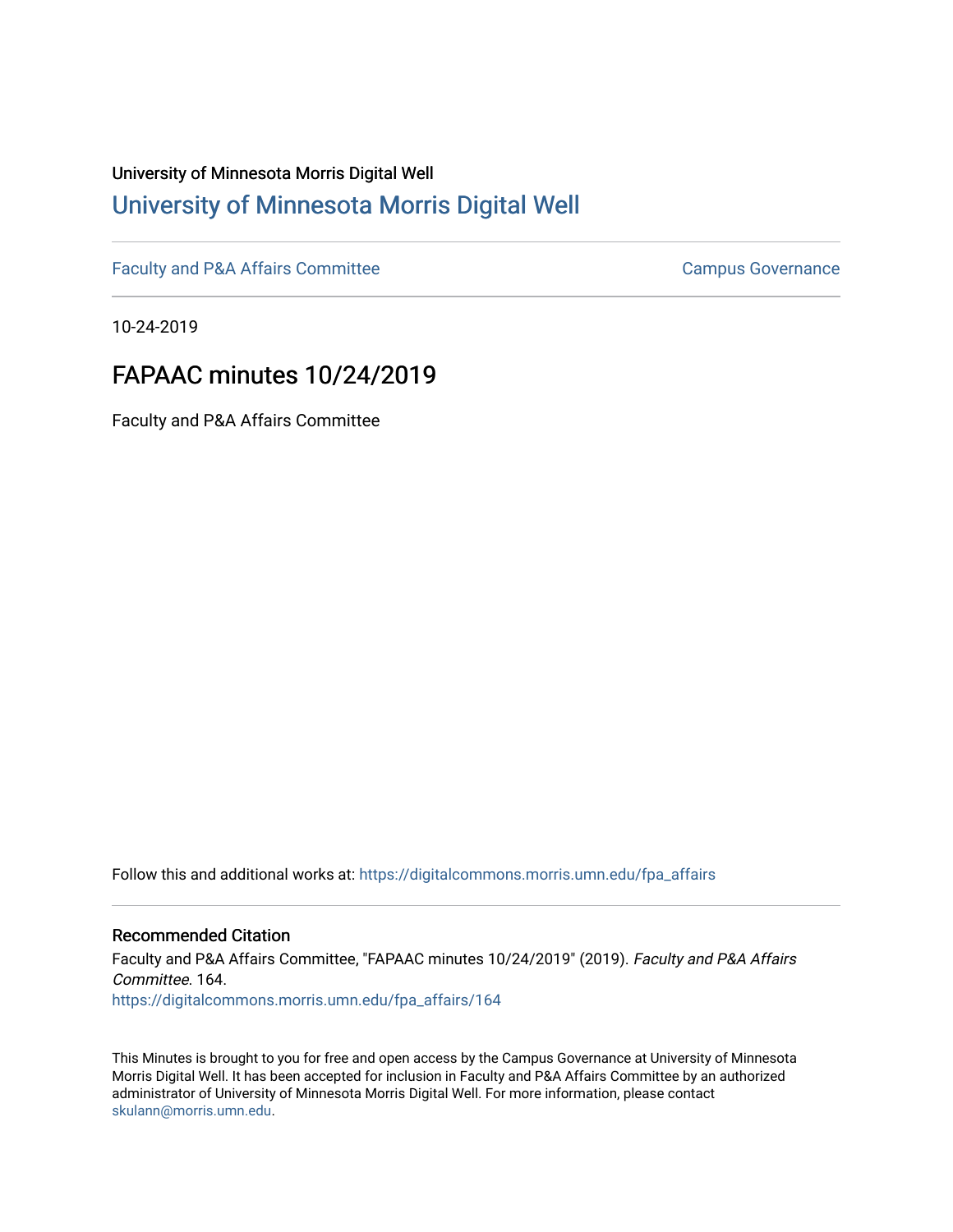University of Minnesota Morris Digital Well

# University of Minnesota Morris Digital Well

Faculty and P&A Affairs Committee

Campus Governance

10-24-2019

## FAPAAC minutes 10/24/2019

Faculty and P&A Affairs Committee

Follow this and additional works at: https://digitalcommons.morris.umn.edu/fpa_affairs

### Recommended Citation

Faculty and P&A Affairs Committee, "FAPAAC minutes 10/24/2019" (2019). *Faculty and P&A Affairs Committee*. 164.
https://digitalcommons.morris.umn.edu/fpa_affairs/164

This Minutes is brought to you for free and open access by the Campus Governance at University of Minnesota Morris Digital Well. It has been accepted for inclusion in Faculty and P&A Affairs Committee by an authorized administrator of University of Minnesota Morris Digital Well. For more information, please contact skulann@morris.umn.edu.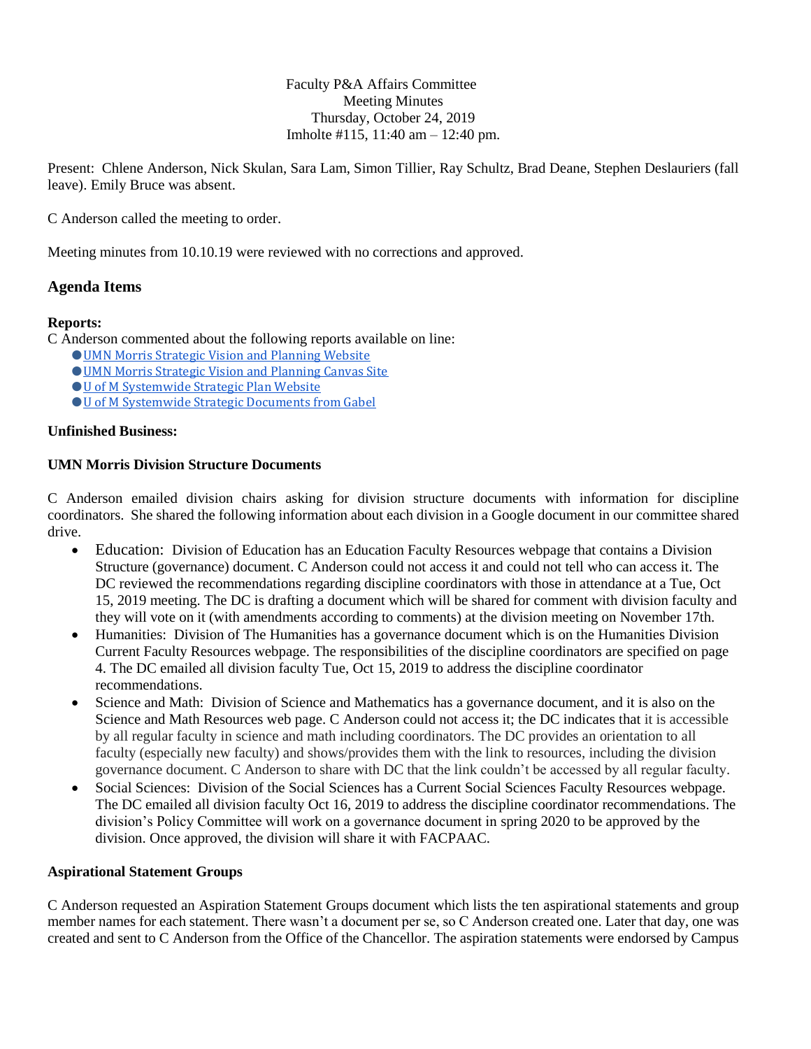Faculty P&A Affairs Committee
Meeting Minutes
Thursday, October 24, 2019
Imholte #115, 11:40 am – 12:40 pm.

Present: Chlene Anderson, Nick Skulan, Sara Lam, Simon Tillier, Ray Schultz, Brad Deane, Stephen Deslauriers (fall leave). Emily Bruce was absent.

C Anderson called the meeting to order.

Meeting minutes from 10.10.19 were reviewed with no corrections and approved.

## Agenda Items

**Reports:**

C Anderson commented about the following reports available on line:

- UMN Morris Strategic Vision and Planning Website
- UMN Morris Strategic Vision and Planning Canvas Site
- U of M Systemwide Strategic Plan Website
- U of M Systemwide Strategic Documents from Gabel

**Unfinished Business:**

**UMN Morris Division Structure Documents**

C Anderson emailed division chairs asking for division structure documents with information for discipline coordinators. She shared the following information about each division in a Google document in our committee shared drive.

- Education: Division of Education has an Education Faculty Resources webpage that contains a Division Structure (governance) document. C Anderson could not access it and could not tell who can access it. The DC reviewed the recommendations regarding discipline coordinators with those in attendance at a Tue, Oct 15, 2019 meeting. The DC is drafting a document which will be shared for comment with division faculty and they will vote on it (with amendments according to comments) at the division meeting on November 17th.
- Humanities: Division of The Humanities has a governance document which is on the Humanities Division Current Faculty Resources webpage. The responsibilities of the discipline coordinators are specified on page 4. The DC emailed all division faculty Tue, Oct 15, 2019 to address the discipline coordinator recommendations.
- Science and Math: Division of Science and Mathematics has a governance document, and it is also on the Science and Math Resources web page. C Anderson could not access it; the DC indicates that it is accessible by all regular faculty in science and math including coordinators. The DC provides an orientation to all faculty (especially new faculty) and shows/provides them with the link to resources, including the division governance document. C Anderson to share with DC that the link couldn't be accessed by all regular faculty.
- Social Sciences: Division of the Social Sciences has a Current Social Sciences Faculty Resources webpage. The DC emailed all division faculty Oct 16, 2019 to address the discipline coordinator recommendations. The division's Policy Committee will work on a governance document in spring 2020 to be approved by the division. Once approved, the division will share it with FACPAAC.

**Aspirational Statement Groups**

C Anderson requested an Aspiration Statement Groups document which lists the ten aspirational statements and group member names for each statement. There wasn't a document per se, so C Anderson created one. Later that day, one was created and sent to C Anderson from the Office of the Chancellor. The aspiration statements were endorsed by Campus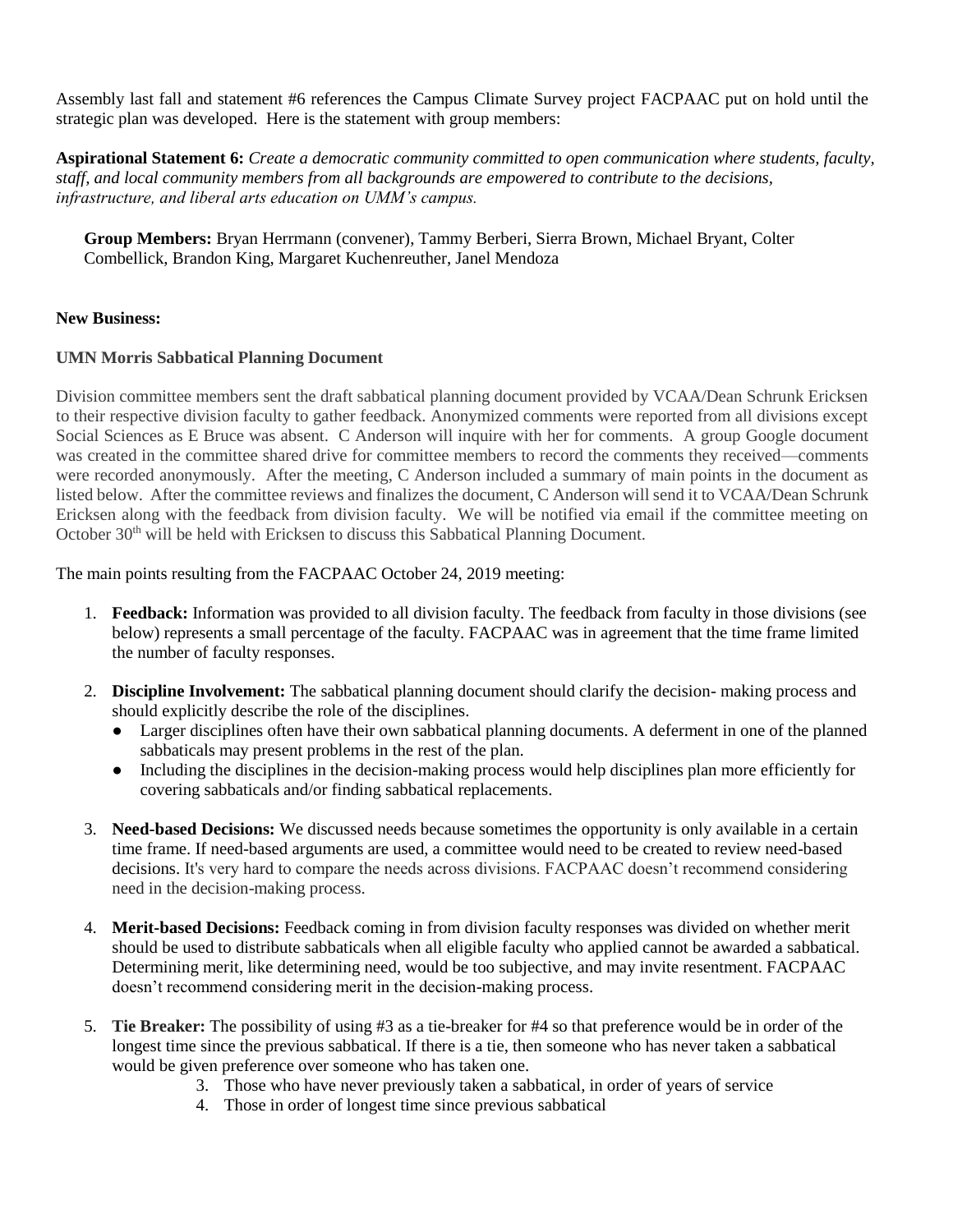Assembly last fall and statement #6 references the Campus Climate Survey project FACPAAC put on hold until the strategic plan was developed. Here is the statement with group members:

**Aspirational Statement 6:** *Create a democratic community committed to open communication where students, faculty, staff, and local community members from all backgrounds are empowered to contribute to the decisions, infrastructure, and liberal arts education on UMM's campus.*

**Group Members:** Bryan Herrmann (convener), Tammy Berberi, Sierra Brown, Michael Bryant, Colter Combellick, Brandon King, Margaret Kuchenreuther, Janel Mendoza

**New Business:**

**UMN Morris Sabbatical Planning Document**

Division committee members sent the draft sabbatical planning document provided by VCAA/Dean Schrunk Ericksen to their respective division faculty to gather feedback. Anonymized comments were reported from all divisions except Social Sciences as E Bruce was absent. C Anderson will inquire with her for comments. A group Google document was created in the committee shared drive for committee members to record the comments they received—comments were recorded anonymously. After the meeting, C Anderson included a summary of main points in the document as listed below. After the committee reviews and finalizes the document, C Anderson will send it to VCAA/Dean Schrunk Ericksen along with the feedback from division faculty. We will be notified via email if the committee meeting on October 30th will be held with Ericksen to discuss this Sabbatical Planning Document.

The main points resulting from the FACPAAC October 24, 2019 meeting:

1. **Feedback:** Information was provided to all division faculty. The feedback from faculty in those divisions (see below) represents a small percentage of the faculty. FACPAAC was in agreement that the time frame limited the number of faculty responses.
2. **Discipline Involvement:** The sabbatical planning document should clarify the decision- making process and should explicitly describe the role of the disciplines.
   - Larger disciplines often have their own sabbatical planning documents. A deferment in one of the planned sabbaticals may present problems in the rest of the plan.
   - Including the disciplines in the decision-making process would help disciplines plan more efficiently for covering sabbaticals and/or finding sabbatical replacements.
3. **Need-based Decisions:** We discussed needs because sometimes the opportunity is only available in a certain time frame. If need-based arguments are used, a committee would need to be created to review need-based decisions. It's very hard to compare the needs across divisions. FACPAAC doesn't recommend considering need in the decision-making process.
4. **Merit-based Decisions:** Feedback coming in from division faculty responses was divided on whether merit should be used to distribute sabbaticals when all eligible faculty who applied cannot be awarded a sabbatical. Determining merit, like determining need, would be too subjective, and may invite resentment. FACPAAC doesn't recommend considering merit in the decision-making process.
5. **Tie Breaker:** The possibility of using #3 as a tie-breaker for #4 so that preference would be in order of the longest time since the previous sabbatical. If there is a tie, then someone who has never taken a sabbatical would be given preference over someone who has taken one.
   3. Those who have never previously taken a sabbatical, in order of years of service
   4. Those in order of longest time since previous sabbatical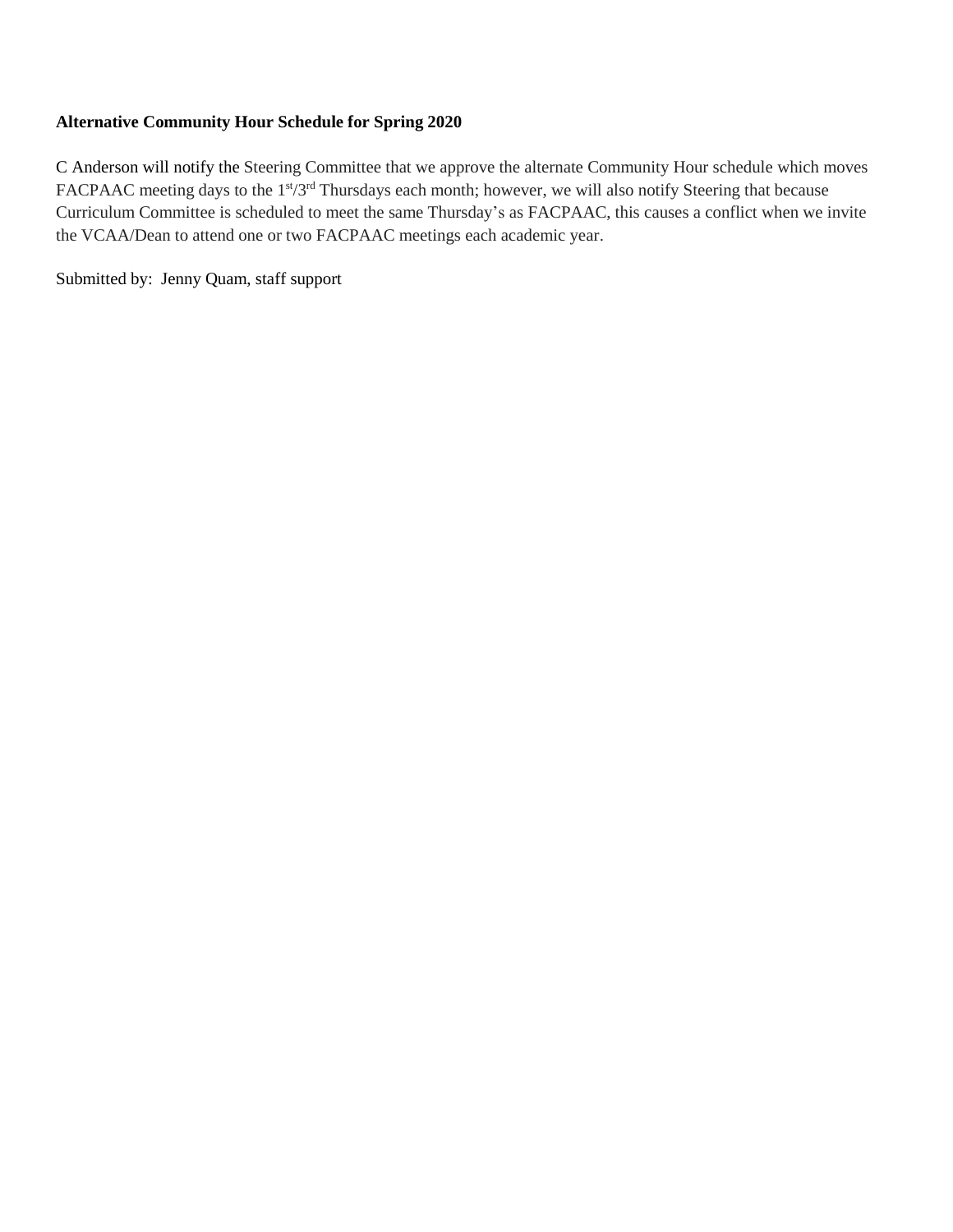**Alternative Community Hour Schedule for Spring 2020**

C Anderson will notify the Steering Committee that we approve the alternate Community Hour schedule which moves FACPAAC meeting days to the 1st/3rd Thursdays each month; however, we will also notify Steering that because Curriculum Committee is scheduled to meet the same Thursday's as FACPAAC, this causes a conflict when we invite the VCAA/Dean to attend one or two FACPAAC meetings each academic year.

Submitted by: Jenny Quam, staff support